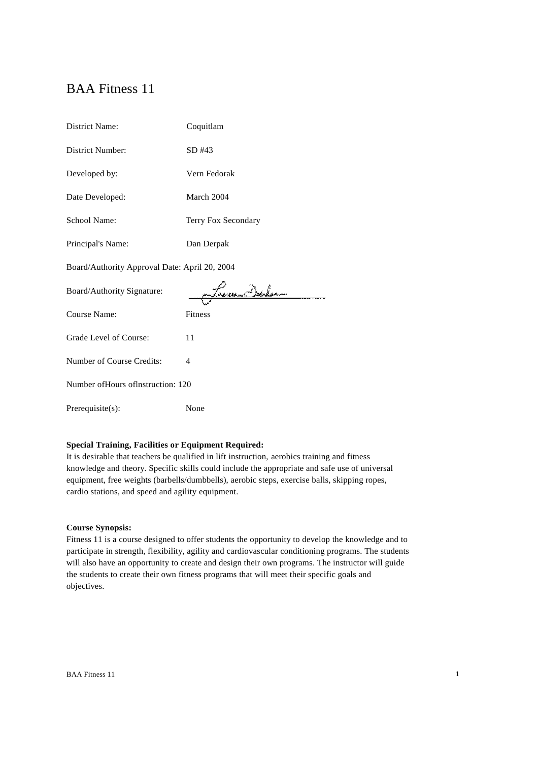# BAA Fitness 11

District Name: Coquitlam

District Number: SD #43

Developed by: Vern Fedorak

Date Developed: March 2004

School Name: Terry Fox Secondary

Principal's Name: Dan Derpak

Board/Authority Approval Date: April 20, 2004

Board/Authority Signature:

Course Name: Fitness

Grade Level of Course: 11

Number of Course Credits: 4

Number ofHours oflnstruction: 120

Prerequisite(s): None

**Special Training, Facilities or Equipment Required:**
It is desirable that teachers be qualified in lift instruction, aerobics training and fitness knowledge and theory. Specific skills could include the appropriate and safe use of universal equipment, free weights (barbells/dumbbells), aerobic steps, exercise balls, skipping ropes, cardio stations, and speed and agility equipment.

**Course Synopsis:**
Fitness 11 is a course designed to offer students the opportunity to develop the knowledge and to participate in strength, flexibility, agility and cardiovascular conditioning programs. The students will also have an opportunity to create and design their own programs. The instructor will guide the students to create their own fitness programs that will meet their specific goals and objectives.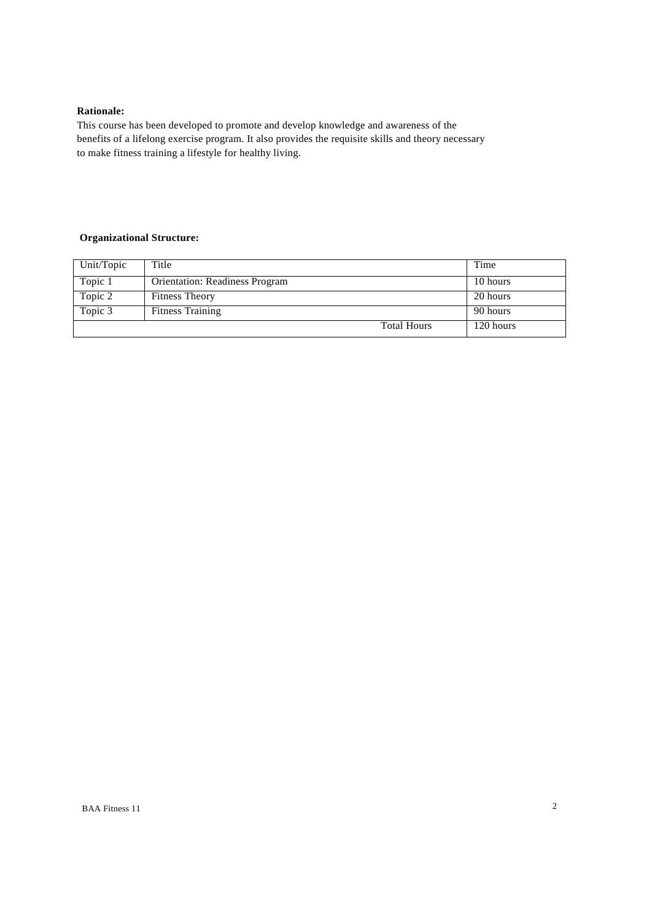**Rationale:**

This course has been developed to promote and develop knowledge and awareness of the benefits of a lifelong exercise program. It also provides the requisite skills and theory necessary to make fitness training a lifestyle for healthy living.

**Organizational Structure:**

| Unit/Topic | Title | Time |
|---|---|---|
| Topic 1 | Orientation: Readiness Program | 10 hours |
| Topic 2 | Fitness Theory | 20 hours |
| Topic 3 | Fitness Training | 90 hours |
| | Total Hours | 120 hours |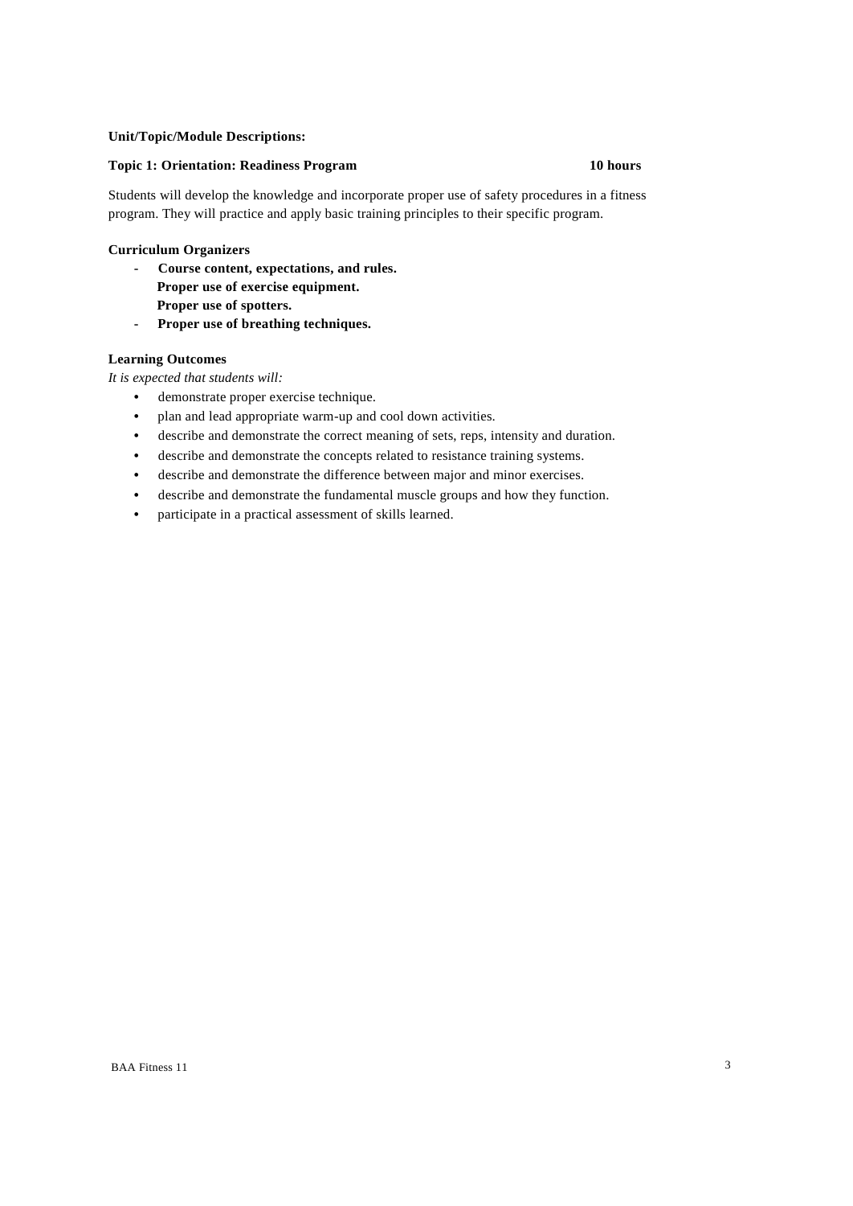**Unit/Topic/Module Descriptions:**

**Topic 1: Orientation: Readiness Program 10 hours**

Students will develop the knowledge and incorporate proper use of safety procedures in a fitness program. They will practice and apply basic training principles to their specific program.

**Curriculum Organizers**

- **Course content, expectations, and rules.**
  **Proper use of exercise equipment.**
  **Proper use of spotters.**
- **Proper use of breathing techniques.**

**Learning Outcomes**

*It is expected that students will:*

- demonstrate proper exercise technique.
- plan and lead appropriate warm-up and cool down activities.
- describe and demonstrate the correct meaning of sets, reps, intensity and duration.
- describe and demonstrate the concepts related to resistance training systems.
- describe and demonstrate the difference between major and minor exercises.
- describe and demonstrate the fundamental muscle groups and how they function.
- participate in a practical assessment of skills learned.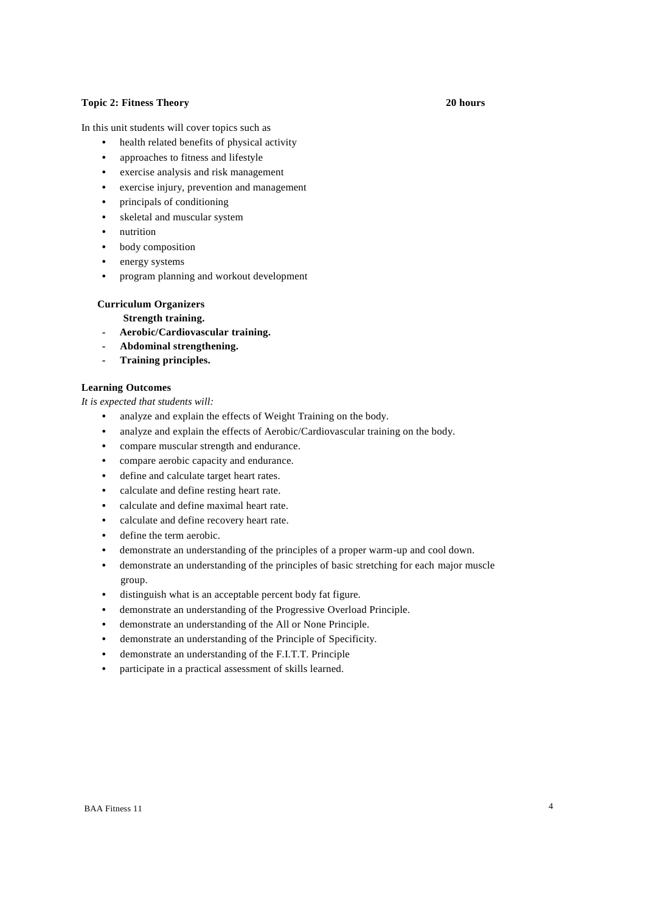**Topic 2: Fitness Theory** **20 hours**

In this unit students will cover topics such as

- health related benefits of physical activity
- approaches to fitness and lifestyle
- exercise analysis and risk management
- exercise injury, prevention and management
- principals of conditioning
- skeletal and muscular system
- nutrition
- body composition
- energy systems
- program planning and workout development

**Curriculum Organizers**

**Strength training.**

- **Aerobic/Cardiovascular training.**
- **Abdominal strengthening.**
- **Training principles.**

**Learning Outcomes**

*It is expected that students will:*

- analyze and explain the effects of Weight Training on the body.
- analyze and explain the effects of Aerobic/Cardiovascular training on the body.
- compare muscular strength and endurance.
- compare aerobic capacity and endurance.
- define and calculate target heart rates.
- calculate and define resting heart rate.
- calculate and define maximal heart rate.
- calculate and define recovery heart rate.
- define the term aerobic.
- demonstrate an understanding of the principles of a proper warm-up and cool down.
- demonstrate an understanding of the principles of basic stretching for each major muscle group.
- distinguish what is an acceptable percent body fat figure.
- demonstrate an understanding of the Progressive Overload Principle.
- demonstrate an understanding of the All or None Principle.
- demonstrate an understanding of the Principle of Specificity.
- demonstrate an understanding of the F.I.T.T. Principle
- participate in a practical assessment of skills learned.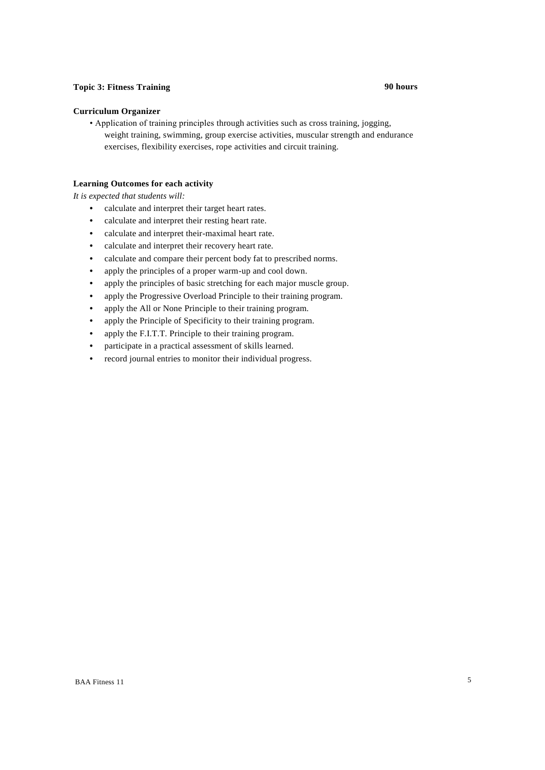**Topic 3: Fitness Training** **90 hours**

**Curriculum Organizer**

- Application of training principles through activities such as cross training, jogging, weight training, swimming, group exercise activities, muscular strength and endurance exercises, flexibility exercises, rope activities and circuit training.

**Learning Outcomes for each activity**

*It is expected that students will:*

- calculate and interpret their target heart rates.
- calculate and interpret their resting heart rate.
- calculate and interpret their-maximal heart rate.
- calculate and interpret their recovery heart rate.
- calculate and compare their percent body fat to prescribed norms.
- apply the principles of a proper warm-up and cool down.
- apply the principles of basic stretching for each major muscle group.
- apply the Progressive Overload Principle to their training program.
- apply the All or None Principle to their training program.
- apply the Principle of Specificity to their training program.
- apply the F.I.T.T. Principle to their training program.
- participate in a practical assessment of skills learned.
- record journal entries to monitor their individual progress.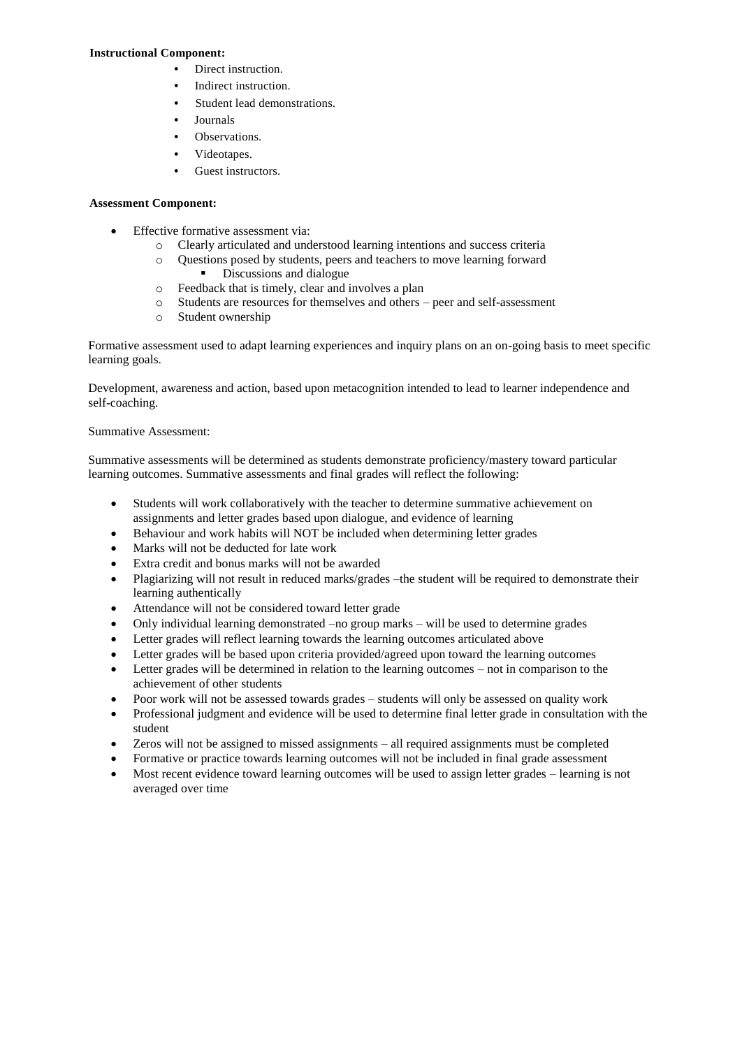**Instructional Component:**

- Direct instruction.
- Indirect instruction.
- Student lead demonstrations.
- Journals
- Observations.
- Videotapes.
- Guest instructors.

**Assessment Component:**

- Effective formative assessment via:
  - Clearly articulated and understood learning intentions and success criteria
  - Questions posed by students, peers and teachers to move learning forward
    - Discussions and dialogue
  - Feedback that is timely, clear and involves a plan
  - Students are resources for themselves and others – peer and self-assessment
  - Student ownership

Formative assessment used to adapt learning experiences and inquiry plans on an on-going basis to meet specific learning goals.

Development, awareness and action, based upon metacognition intended to lead to learner independence and self-coaching.

Summative Assessment:

Summative assessments will be determined as students demonstrate proficiency/mastery toward particular learning outcomes. Summative assessments and final grades will reflect the following:

- Students will work collaboratively with the teacher to determine summative achievement on assignments and letter grades based upon dialogue, and evidence of learning
- Behaviour and work habits will NOT be included when determining letter grades
- Marks will not be deducted for late work
- Extra credit and bonus marks will not be awarded
- Plagiarizing will not result in reduced marks/grades –the student will be required to demonstrate their learning authentically
- Attendance will not be considered toward letter grade
- Only individual learning demonstrated –no group marks – will be used to determine grades
- Letter grades will reflect learning towards the learning outcomes articulated above
- Letter grades will be based upon criteria provided/agreed upon toward the learning outcomes
- Letter grades will be determined in relation to the learning outcomes – not in comparison to the achievement of other students
- Poor work will not be assessed towards grades – students will only be assessed on quality work
- Professional judgment and evidence will be used to determine final letter grade in consultation with the student
- Zeros will not be assigned to missed assignments – all required assignments must be completed
- Formative or practice towards learning outcomes will not be included in final grade assessment
- Most recent evidence toward learning outcomes will be used to assign letter grades – learning is not averaged over time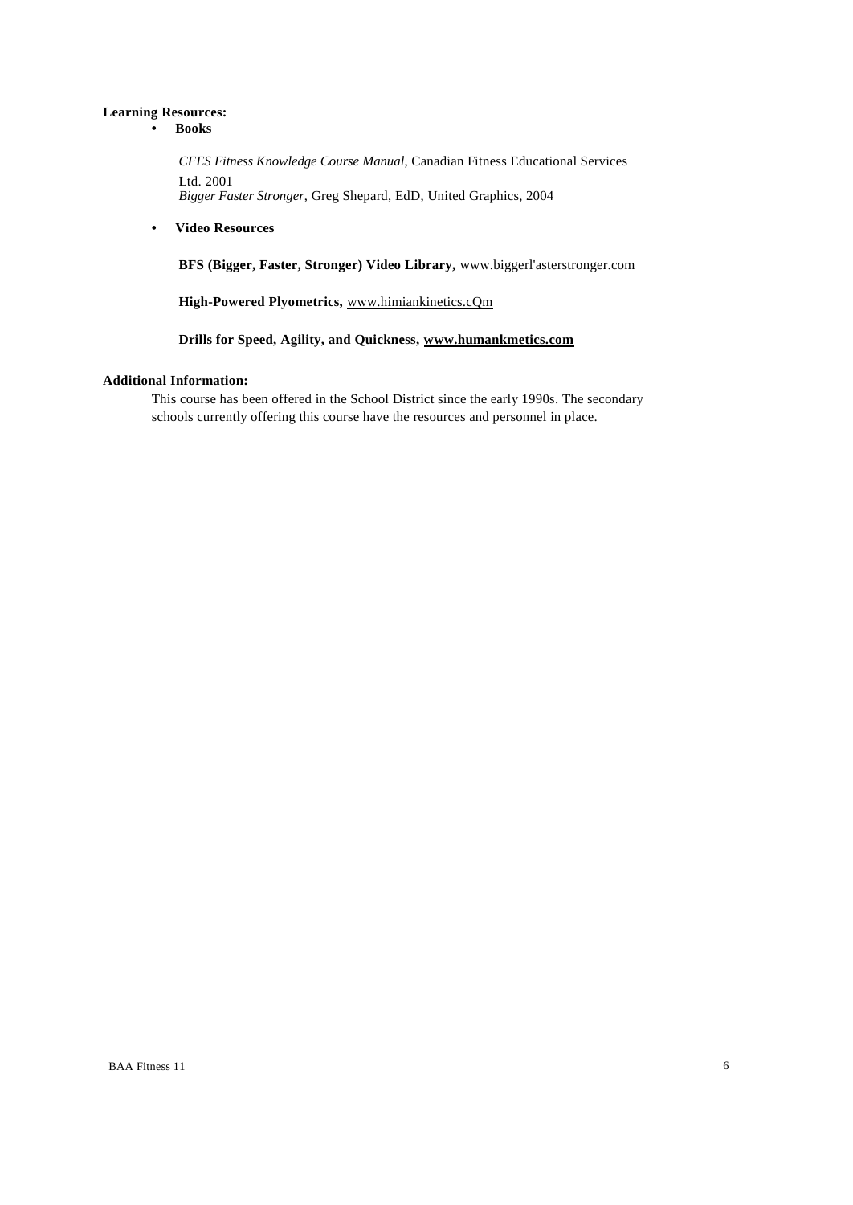**Learning Resources:**

- **Books**

  *CFES Fitness Knowledge Course Manual*, Canadian Fitness Educational Services Ltd. 2001
  *Bigger Faster Stronger*, Greg Shepard, EdD, United Graphics, 2004

- **Video Resources**

  **BFS (Bigger, Faster, Stronger) Video Library,** www.biggerl'asterstronger.com

  **High-Powered Plyometrics,** www.himiankinetics.cQm

  **Drills for Speed, Agility, and Quickness, www.humankmetics.com**

**Additional Information:**

This course has been offered in the School District since the early 1990s. The secondary schools currently offering this course have the resources and personnel in place.